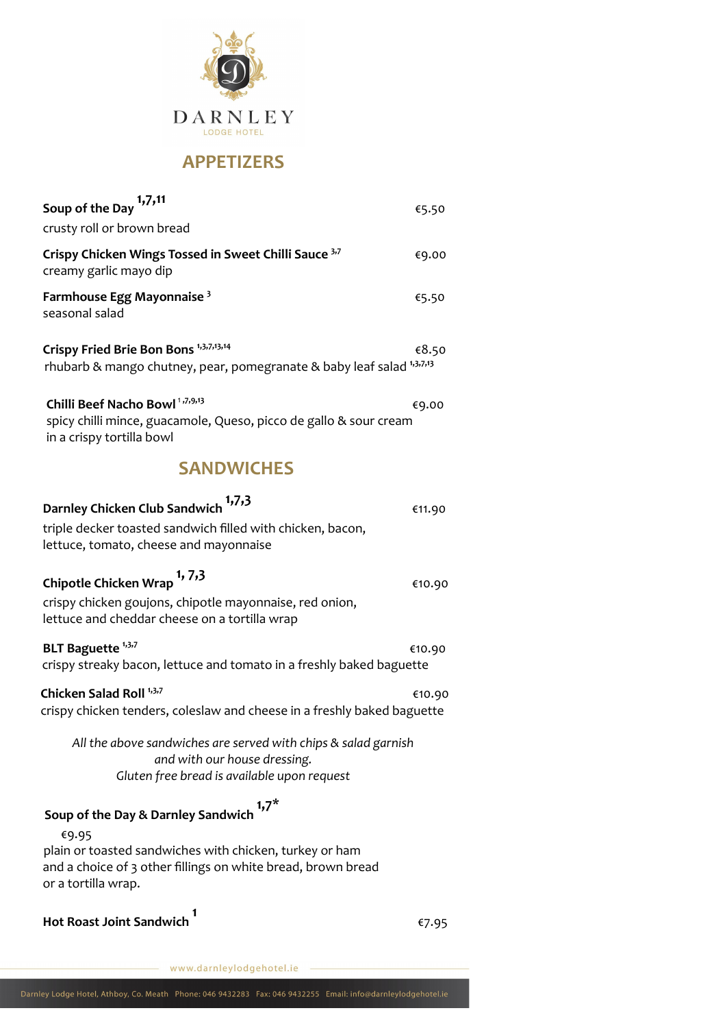DARNLEY
LODGE HOTEL

## APPETIZERS

**Soup of the Day** [1,7,11] — €5.50
crusty roll or brown bread

**Crispy Chicken Wings Tossed in Sweet Chilli Sauce** [3,7] — €9.00
creamy garlic mayo dip

**Farmhouse Egg Mayonnaise** [3] — €5.50
seasonal salad

**Crispy Fried Brie Bon Bons** [1,3,7,13,14] — €8.50
rhubarb & mango chutney, pear, pomegranate & baby leaf salad [1,3,7,13]

**Chilli Beef Nacho Bowl** [1,7,9,13] — €9.00
spicy chilli mince, guacamole, Queso, picco de gallo & sour cream in a crispy tortilla bowl

## SANDWICHES

**Darnley Chicken Club Sandwich** [1,7,3] — €11.90
triple decker toasted sandwich filled with chicken, bacon, lettuce, tomato, cheese and mayonnaise

**Chipotle Chicken Wrap** [1, 7,3] — €10.90
crispy chicken goujons, chipotle mayonnaise, red onion, lettuce and cheddar cheese on a tortilla wrap

**BLT Baguette** [1,3,7] — €10.90
crispy streaky bacon, lettuce and tomato in a freshly baked baguette

**Chicken Salad Roll** [1,3,7] — €10.90
crispy chicken tenders, coleslaw and cheese in a freshly baked baguette

*All the above sandwiches are served with chips & salad garnish and with our house dressing.*
*Gluten free bread is available upon request*

**Soup of the Day & Darnley Sandwich** [1,7*]
€9.95
plain or toasted sandwiches with chicken, turkey or ham and a choice of 3 other fillings on white bread, brown bread or a tortilla wrap.

**Hot Roast Joint Sandwich** [1] — €7.95

www.darnleylodgehotel.ie

Darnley Lodge Hotel, Athboy, Co. Meath Phone: 046 9432283 Fax: 046 9432255 Email: info@darnleylodgehotel.ie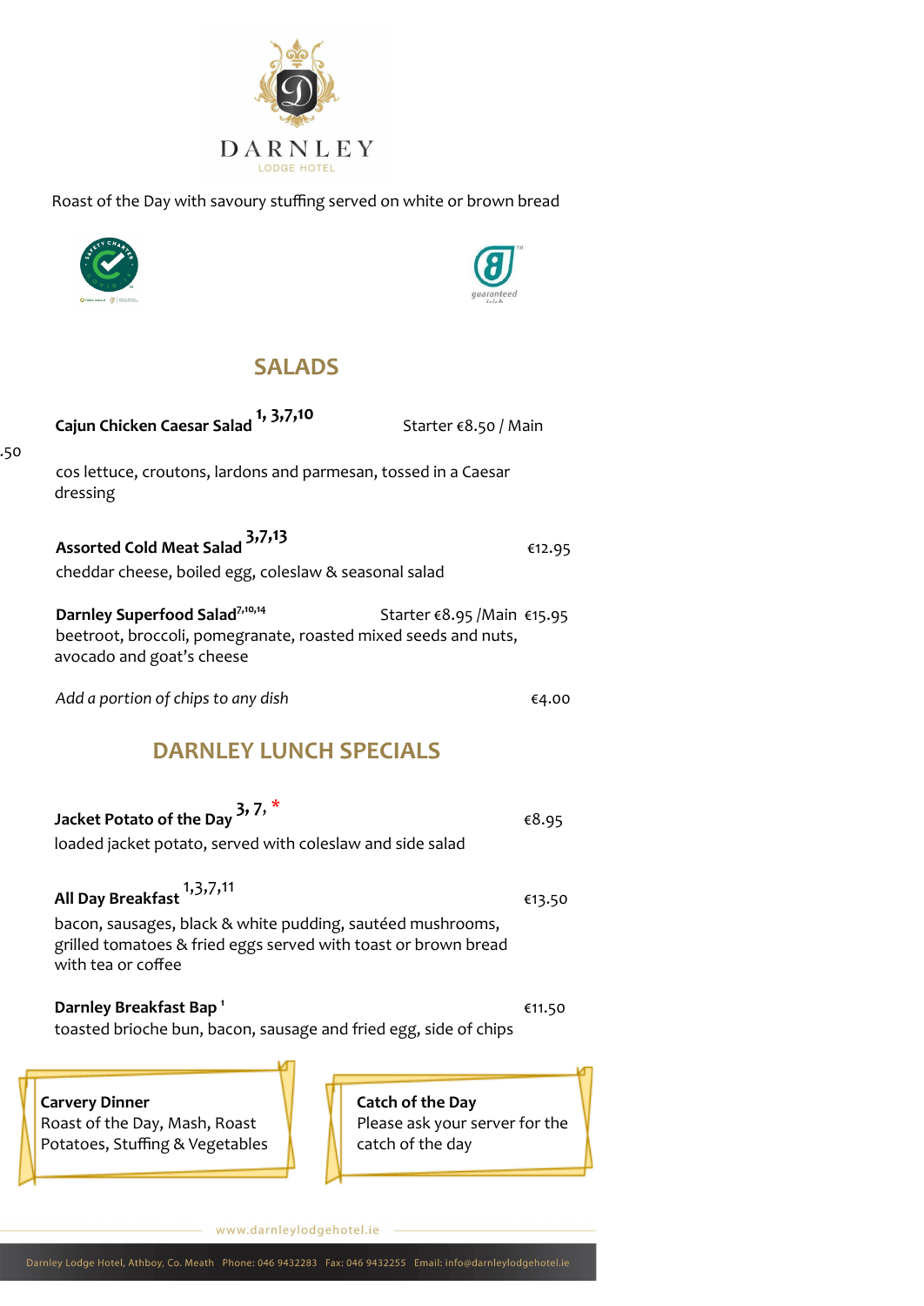DARNLEY

LODGE HOTEL

Roast of the Day with savoury stuffing served on white or brown bread

## SALADS

**Cajun Chicken Caesar Salad** [1, 3,7,10] Starter €8.50 / Main

.50

cos lettuce, croutons, lardons and parmesan, tossed in a Caesar dressing

**Assorted Cold Meat Salad** [3,7,13] €12.95

cheddar cheese, boiled egg, coleslaw & seasonal salad

**Darnley Superfood Salad** [7,10,14] Starter €8.95 /Main €15.95

beetroot, broccoli, pomegranate, roasted mixed seeds and nuts, avocado and goat's cheese

*Add a portion of chips to any dish* €4.00

## DARNLEY LUNCH SPECIALS

**Jacket Potato of the Day** [3, 7, *] €8.95

loaded jacket potato, served with coleslaw and side salad

**All Day Breakfast** [1,3,7,11] €13.50

bacon, sausages, black & white pudding, sautéed mushrooms, grilled tomatoes & fried eggs served with toast or brown bread with tea or coffee

**Darnley Breakfast Bap** [1] €11.50

toasted brioche bun, bacon, sausage and fried egg, side of chips

**Carvery Dinner**
Roast of the Day, Mash, Roast Potatoes, Stuffing & Vegetables

**Catch of the Day**
Please ask your server for the catch of the day

www.darnleylodgehotel.ie

Darnley Lodge Hotel, Athboy, Co. Meath Phone: 046 9432283 Fax: 046 9432255 Email: info@darnleylodgehotel.ie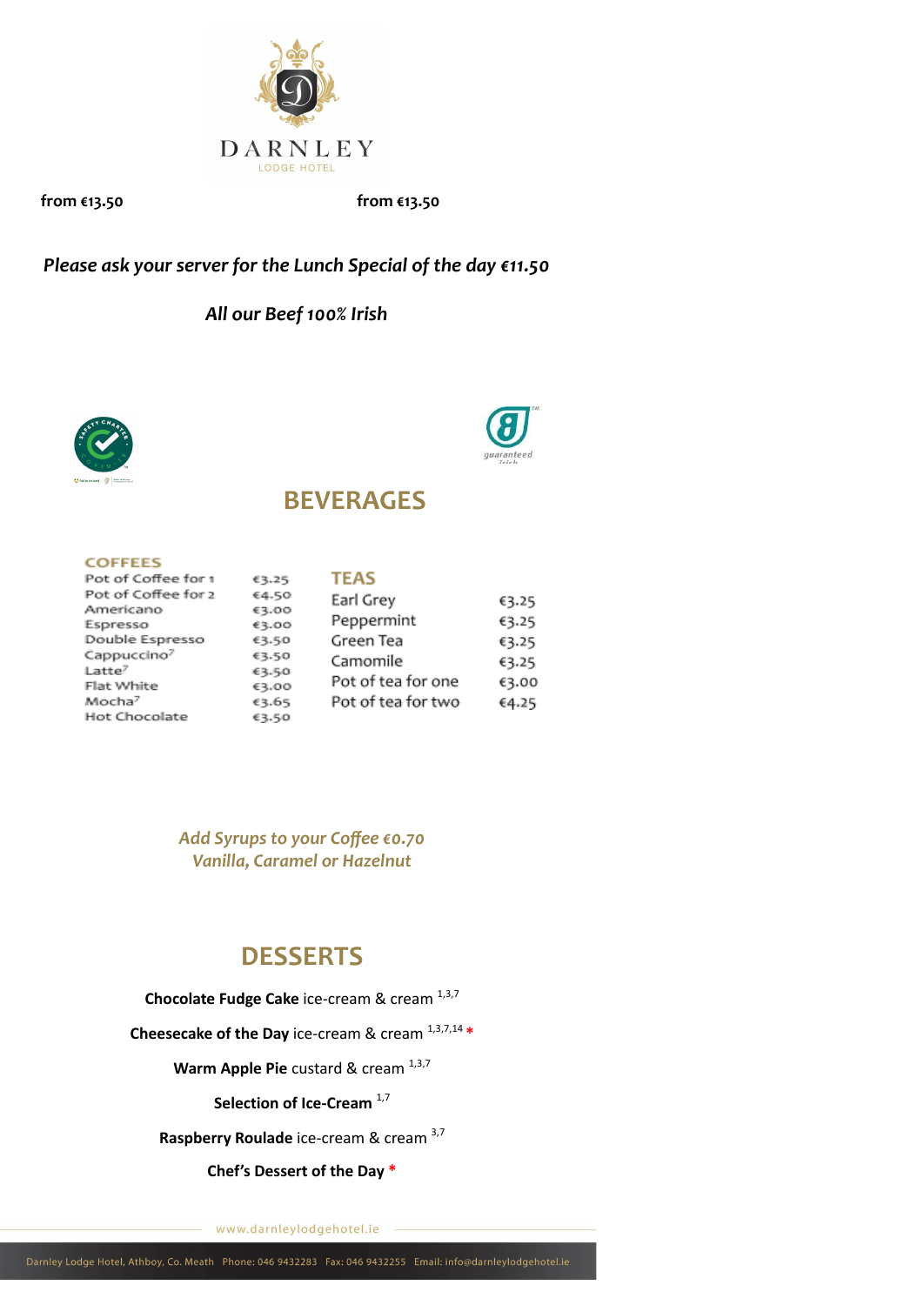**from €13.50** **from €13.50**

***Please ask your server for the Lunch Special of the day €11.50***

***All our Beef 100% Irish***

## BEVERAGES

### COFFEES

| | |
|---|---|
| Pot of Coffee for 1 | €3.25 |
| Pot of Coffee for 2 | €4.50 |
| Americano | €3.00 |
| Espresso | €3.00 |
| Double Espresso | €3.50 |
| Cappuccino[7] | €3.50 |
| Latte[7] | €3.50 |
| Flat White | €3.00 |
| Mocha[7] | €3.65 |
| Hot Chocolate | €3.50 |

### TEAS

| | |
|---|---|
| Earl Grey | €3.25 |
| Peppermint | €3.25 |
| Green Tea | €3.25 |
| Camomile | €3.25 |
| Pot of tea for one | €3.00 |
| Pot of tea for two | €4.25 |

***Add Syrups to your Coffee €0.70***
***Vanilla, Caramel or Hazelnut***

## DESSERTS

**Chocolate Fudge Cake** ice-cream & cream [1,3,7]

**Cheesecake of the Day** ice-cream & cream [1,3,7,14] *

**Warm Apple Pie** custard & cream [1,3,7]

**Selection of Ice-Cream** [1,7]

**Raspberry Roulade** ice-cream & cream [3,7]

**Chef's Dessert of the Day** *

www.darnleylodgehotel.ie

Darnley Lodge Hotel, Athboy, Co. Meath Phone: 046 9432283 Fax: 046 9432255 Email: info@darnleylodgehotel.ie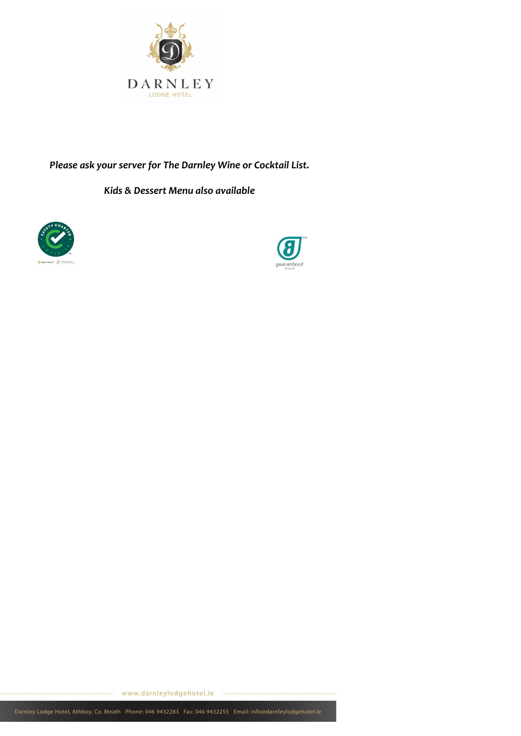DARNLEY

LODGE HOTEL

***Please ask your server for The Darnley Wine or Cocktail List.***

***Kids & Dessert Menu also available***